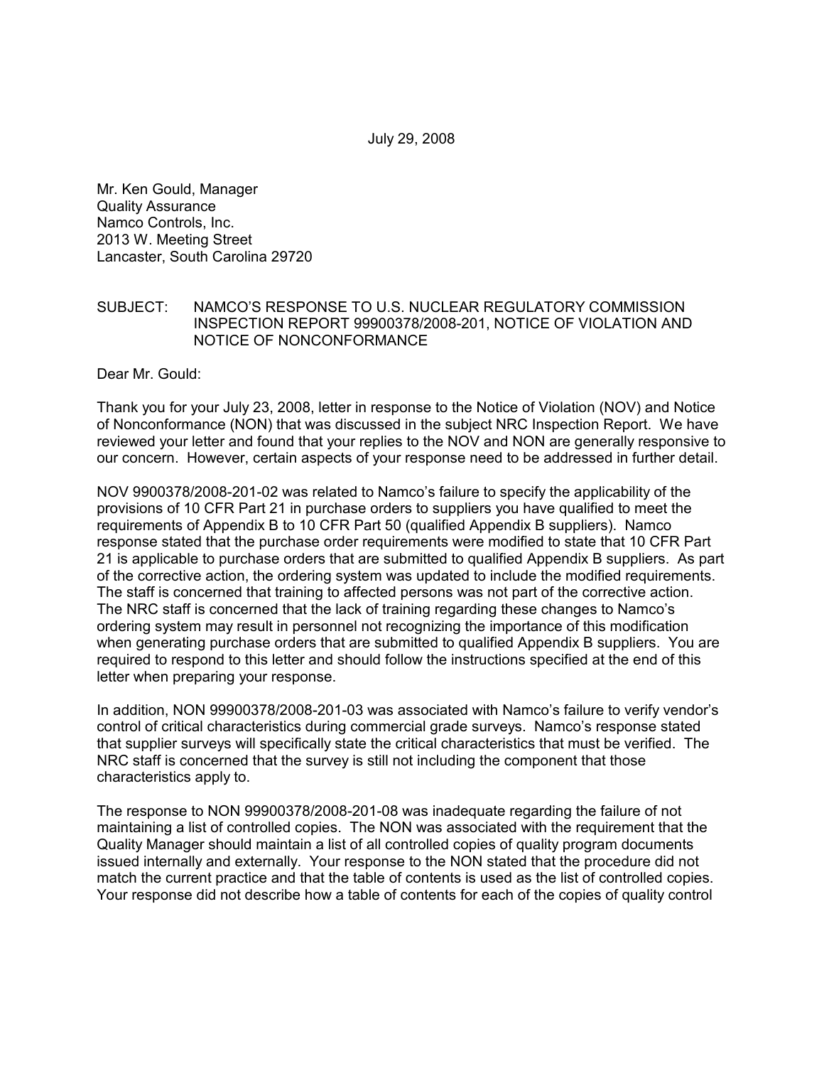July 29, 2008

Mr. Ken Gould, Manager
Quality Assurance
Namco Controls, Inc.
2013 W. Meeting Street
Lancaster, South Carolina 29720

SUBJECT: NAMCO'S RESPONSE TO U.S. NUCLEAR REGULATORY COMMISSION INSPECTION REPORT 99900378/2008-201, NOTICE OF VIOLATION AND NOTICE OF NONCONFORMANCE

Dear Mr. Gould:

Thank you for your July 23, 2008, letter in response to the Notice of Violation (NOV) and Notice of Nonconformance (NON) that was discussed in the subject NRC Inspection Report. We have reviewed your letter and found that your replies to the NOV and NON are generally responsive to our concern. However, certain aspects of your response need to be addressed in further detail.

NOV 9900378/2008-201-02 was related to Namco's failure to specify the applicability of the provisions of 10 CFR Part 21 in purchase orders to suppliers you have qualified to meet the requirements of Appendix B to 10 CFR Part 50 (qualified Appendix B suppliers). Namco response stated that the purchase order requirements were modified to state that 10 CFR Part 21 is applicable to purchase orders that are submitted to qualified Appendix B suppliers. As part of the corrective action, the ordering system was updated to include the modified requirements. The staff is concerned that training to affected persons was not part of the corrective action. The NRC staff is concerned that the lack of training regarding these changes to Namco's ordering system may result in personnel not recognizing the importance of this modification when generating purchase orders that are submitted to qualified Appendix B suppliers. You are required to respond to this letter and should follow the instructions specified at the end of this letter when preparing your response.

In addition, NON 99900378/2008-201-03 was associated with Namco's failure to verify vendor's control of critical characteristics during commercial grade surveys. Namco's response stated that supplier surveys will specifically state the critical characteristics that must be verified. The NRC staff is concerned that the survey is still not including the component that those characteristics apply to.

The response to NON 99900378/2008-201-08 was inadequate regarding the failure of not maintaining a list of controlled copies. The NON was associated with the requirement that the Quality Manager should maintain a list of all controlled copies of quality program documents issued internally and externally. Your response to the NON stated that the procedure did not match the current practice and that the table of contents is used as the list of controlled copies. Your response did not describe how a table of contents for each of the copies of quality control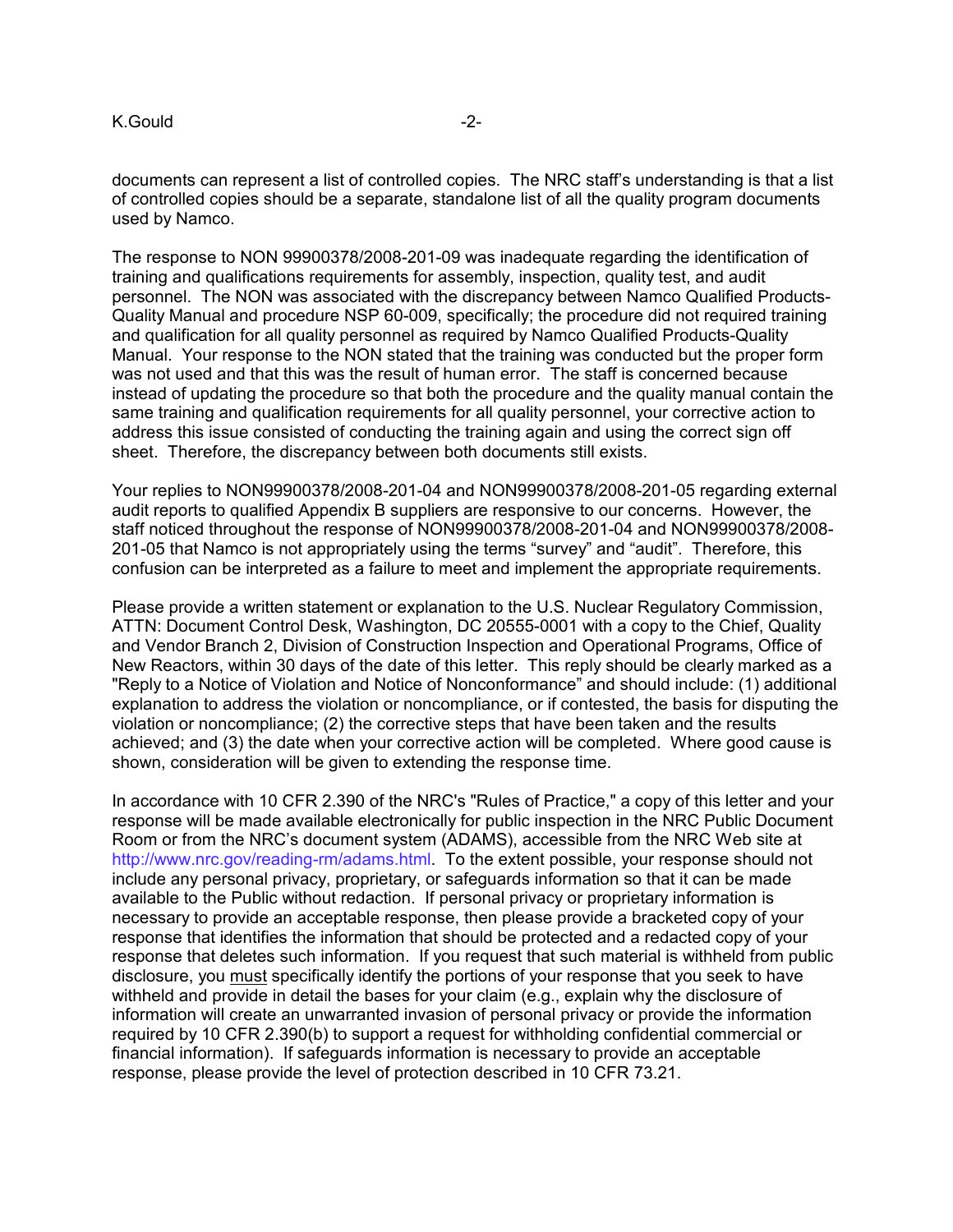documents can represent a list of controlled copies. The NRC staff's understanding is that a list of controlled copies should be a separate, standalone list of all the quality program documents used by Namco.

The response to NON 99900378/2008-201-09 was inadequate regarding the identification of training and qualifications requirements for assembly, inspection, quality test, and audit personnel. The NON was associated with the discrepancy between Namco Qualified Products-Quality Manual and procedure NSP 60-009, specifically; the procedure did not required training and qualification for all quality personnel as required by Namco Qualified Products-Quality Manual. Your response to the NON stated that the training was conducted but the proper form was not used and that this was the result of human error. The staff is concerned because instead of updating the procedure so that both the procedure and the quality manual contain the same training and qualification requirements for all quality personnel, your corrective action to address this issue consisted of conducting the training again and using the correct sign off sheet. Therefore, the discrepancy between both documents still exists.

Your replies to NON99900378/2008-201-04 and NON99900378/2008-201-05 regarding external audit reports to qualified Appendix B suppliers are responsive to our concerns. However, the staff noticed throughout the response of NON99900378/2008-201-04 and NON99900378/2008-201-05 that Namco is not appropriately using the terms "survey" and "audit". Therefore, this confusion can be interpreted as a failure to meet and implement the appropriate requirements.

Please provide a written statement or explanation to the U.S. Nuclear Regulatory Commission, ATTN: Document Control Desk, Washington, DC 20555-0001 with a copy to the Chief, Quality and Vendor Branch 2, Division of Construction Inspection and Operational Programs, Office of New Reactors, within 30 days of the date of this letter. This reply should be clearly marked as a "Reply to a Notice of Violation and Notice of Nonconformance" and should include: (1) additional explanation to address the violation or noncompliance, or if contested, the basis for disputing the violation or noncompliance; (2) the corrective steps that have been taken and the results achieved; and (3) the date when your corrective action will be completed. Where good cause is shown, consideration will be given to extending the response time.

In accordance with 10 CFR 2.390 of the NRC's "Rules of Practice," a copy of this letter and your response will be made available electronically for public inspection in the NRC Public Document Room or from the NRC's document system (ADAMS), accessible from the NRC Web site at http://www.nrc.gov/reading-rm/adams.html. To the extent possible, your response should not include any personal privacy, proprietary, or safeguards information so that it can be made available to the Public without redaction. If personal privacy or proprietary information is necessary to provide an acceptable response, then please provide a bracketed copy of your response that identifies the information that should be protected and a redacted copy of your response that deletes such information. If you request that such material is withheld from public disclosure, you must specifically identify the portions of your response that you seek to have withheld and provide in detail the bases for your claim (e.g., explain why the disclosure of information will create an unwarranted invasion of personal privacy or provide the information required by 10 CFR 2.390(b) to support a request for withholding confidential commercial or financial information). If safeguards information is necessary to provide an acceptable response, please provide the level of protection described in 10 CFR 73.21.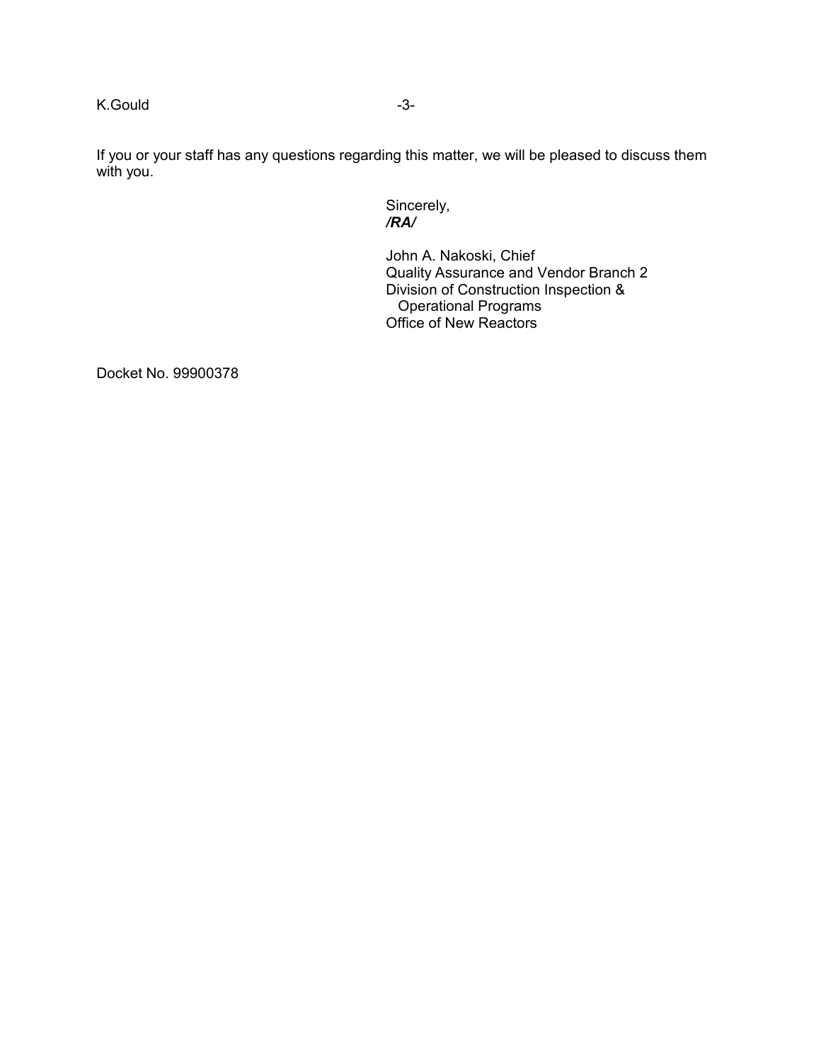If you or your staff has any questions regarding this matter, we will be pleased to discuss them with you.

Sincerely,
***/RA/***

John A. Nakoski, Chief
Quality Assurance and Vendor Branch 2
Division of Construction Inspection &
Operational Programs
Office of New Reactors

Docket No. 99900378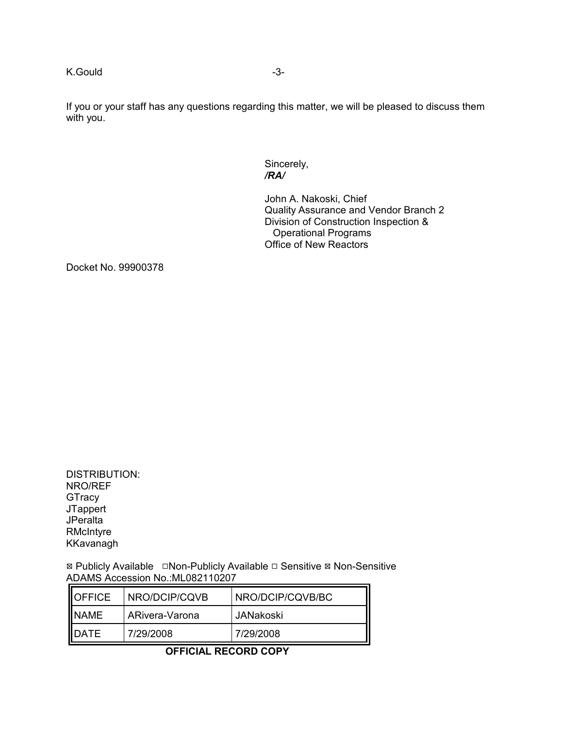If you or your staff has any questions regarding this matter, we will be pleased to discuss them with you.

Sincerely,
***/RA/***

John A. Nakoski, Chief
Quality Assurance and Vendor Branch 2
Division of Construction Inspection &
Operational Programs
Office of New Reactors

Docket No. 99900378

DISTRIBUTION:
NRO/REF
GTracy
JTappert
JPeralta
RMcIntyre
KKavanagh

☒ Publicly Available ☐Non-Publicly Available ☐ Sensitive ☒ Non-Sensitive
ADAMS Accession No.:ML082110207

| | | |
|---|---|---|
| OFFICE | NRO/DCIP/CQVB | NRO/DCIP/CQVB/BC |
| NAME | ARivera-Varona | JANakoski |
| DATE | 7/29/2008 | 7/29/2008 |

**OFFICIAL RECORD COPY**